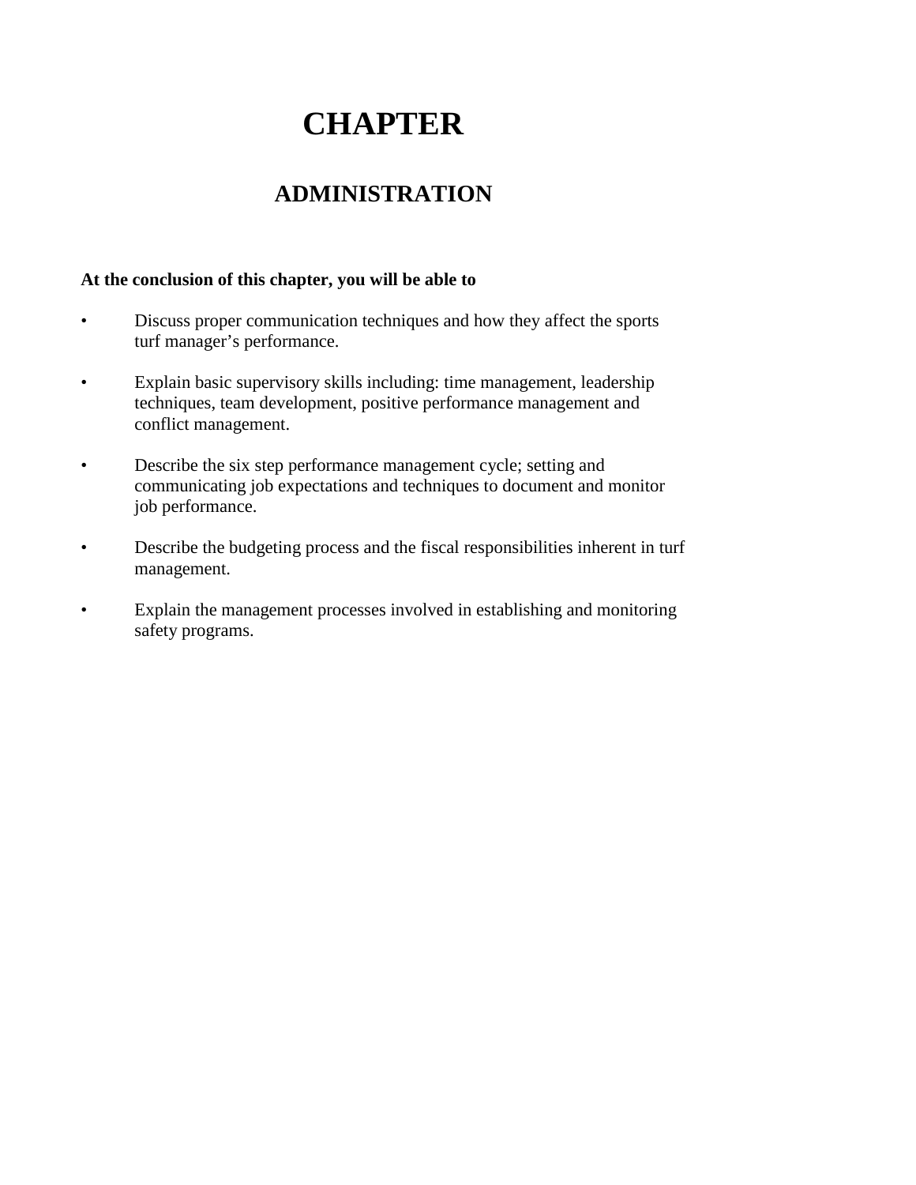# CHAPTER

## ADMINISTRATION

**At the conclusion of this chapter, you will be able to**

- Discuss proper communication techniques and how they affect the sports turf manager's performance.
- Explain basic supervisory skills including: time management, leadership techniques, team development, positive performance management and conflict management.
- Describe the six step performance management cycle; setting and communicating job expectations and techniques to document and monitor job performance.
- Describe the budgeting process and the fiscal responsibilities inherent in turf management.
- Explain the management processes involved in establishing and monitoring safety programs.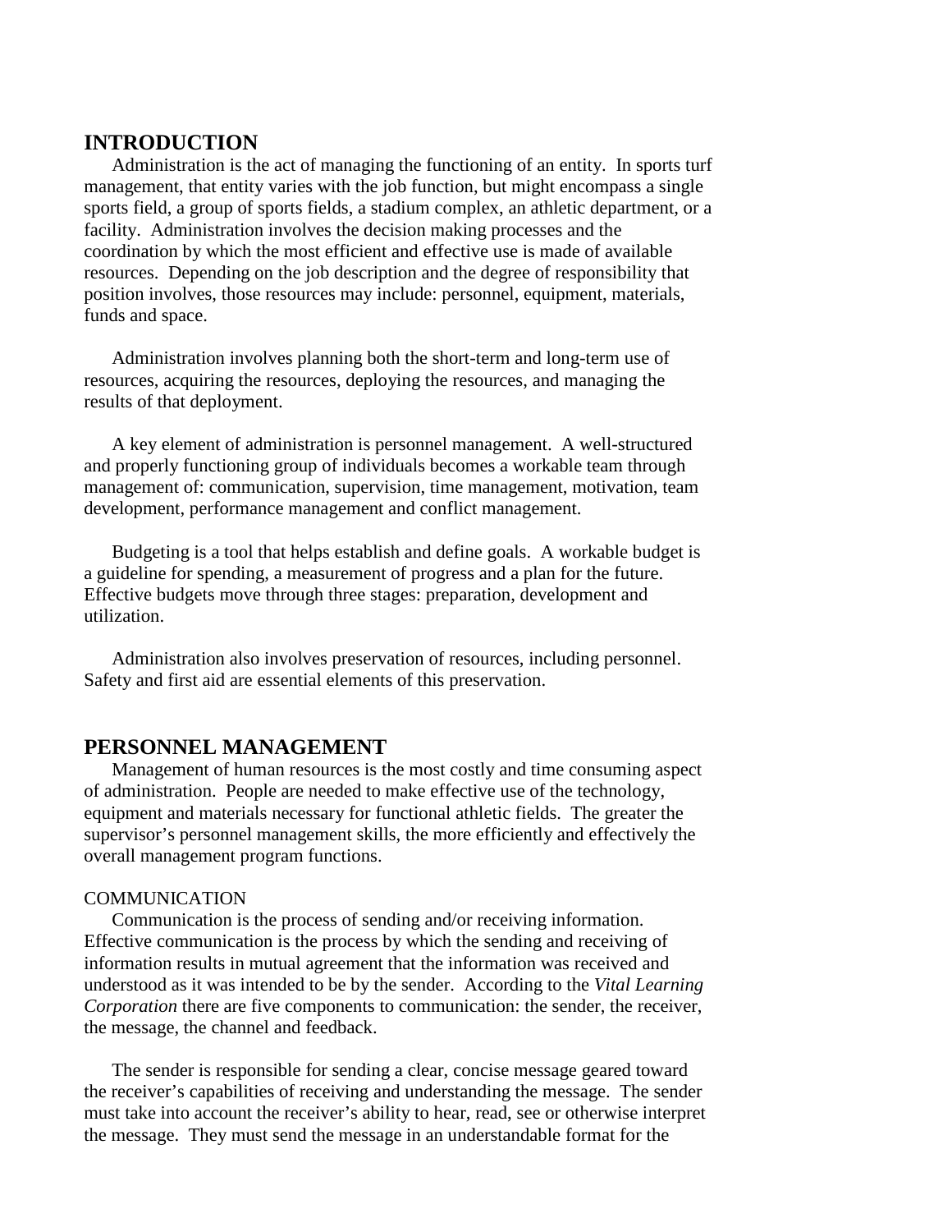## INTRODUCTION

Administration is the act of managing the functioning of an entity. In sports turf management, that entity varies with the job function, but might encompass a single sports field, a group of sports fields, a stadium complex, an athletic department, or a facility. Administration involves the decision making processes and the coordination by which the most efficient and effective use is made of available resources. Depending on the job description and the degree of responsibility that position involves, those resources may include: personnel, equipment, materials, funds and space.

Administration involves planning both the short-term and long-term use of resources, acquiring the resources, deploying the resources, and managing the results of that deployment.

A key element of administration is personnel management. A well-structured and properly functioning group of individuals becomes a workable team through management of: communication, supervision, time management, motivation, team development, performance management and conflict management.

Budgeting is a tool that helps establish and define goals. A workable budget is a guideline for spending, a measurement of progress and a plan for the future. Effective budgets move through three stages: preparation, development and utilization.

Administration also involves preservation of resources, including personnel. Safety and first aid are essential elements of this preservation.

## PERSONNEL MANAGEMENT

Management of human resources is the most costly and time consuming aspect of administration. People are needed to make effective use of the technology, equipment and materials necessary for functional athletic fields. The greater the supervisor's personnel management skills, the more efficiently and effectively the overall management program functions.

### COMMUNICATION

Communication is the process of sending and/or receiving information. Effective communication is the process by which the sending and receiving of information results in mutual agreement that the information was received and understood as it was intended to be by the sender. According to the *Vital Learning Corporation* there are five components to communication: the sender, the receiver, the message, the channel and feedback.

The sender is responsible for sending a clear, concise message geared toward the receiver's capabilities of receiving and understanding the message. The sender must take into account the receiver's ability to hear, read, see or otherwise interpret the message. They must send the message in an understandable format for the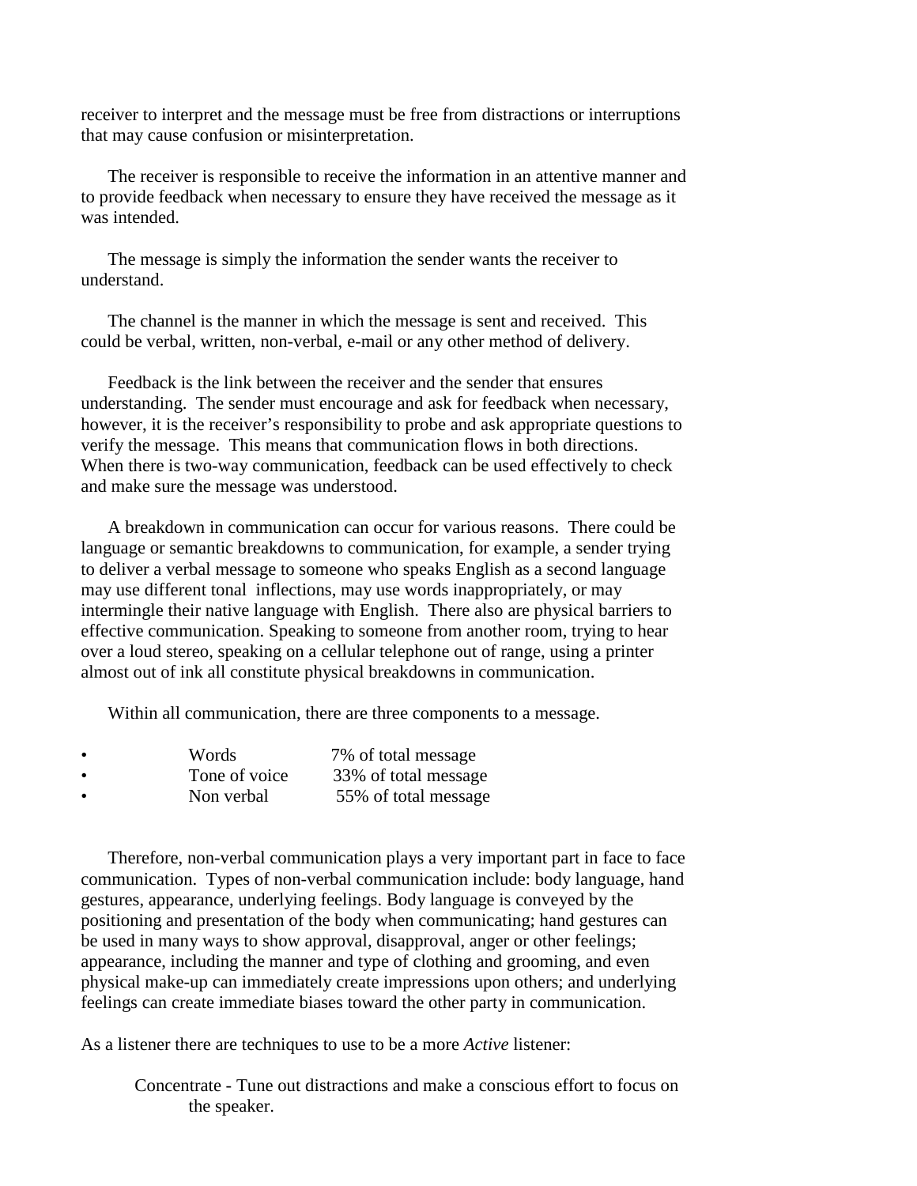receiver to interpret and the message must be free from distractions or interruptions that may cause confusion or misinterpretation.

The receiver is responsible to receive the information in an attentive manner and to provide feedback when necessary to ensure they have received the message as it was intended.

The message is simply the information the sender wants the receiver to understand.

The channel is the manner in which the message is sent and received. This could be verbal, written, non-verbal, e-mail or any other method of delivery.

Feedback is the link between the receiver and the sender that ensures understanding. The sender must encourage and ask for feedback when necessary, however, it is the receiver's responsibility to probe and ask appropriate questions to verify the message. This means that communication flows in both directions. When there is two-way communication, feedback can be used effectively to check and make sure the message was understood.

A breakdown in communication can occur for various reasons. There could be language or semantic breakdowns to communication, for example, a sender trying to deliver a verbal message to someone who speaks English as a second language may use different tonal inflections, may use words inappropriately, or may intermingle their native language with English. There also are physical barriers to effective communication. Speaking to someone from another room, trying to hear over a loud stereo, speaking on a cellular telephone out of range, using a printer almost out of ink all constitute physical breakdowns in communication.

Within all communication, there are three components to a message.

- Words 7% of total message
- Tone of voice 33% of total message
- Non verbal 55% of total message

Therefore, non-verbal communication plays a very important part in face to face communication. Types of non-verbal communication include: body language, hand gestures, appearance, underlying feelings. Body language is conveyed by the positioning and presentation of the body when communicating; hand gestures can be used in many ways to show approval, disapproval, anger or other feelings; appearance, including the manner and type of clothing and grooming, and even physical make-up can immediately create impressions upon others; and underlying feelings can create immediate biases toward the other party in communication.

As a listener there are techniques to use to be a more *Active* listener:

Concentrate - Tune out distractions and make a conscious effort to focus on the speaker.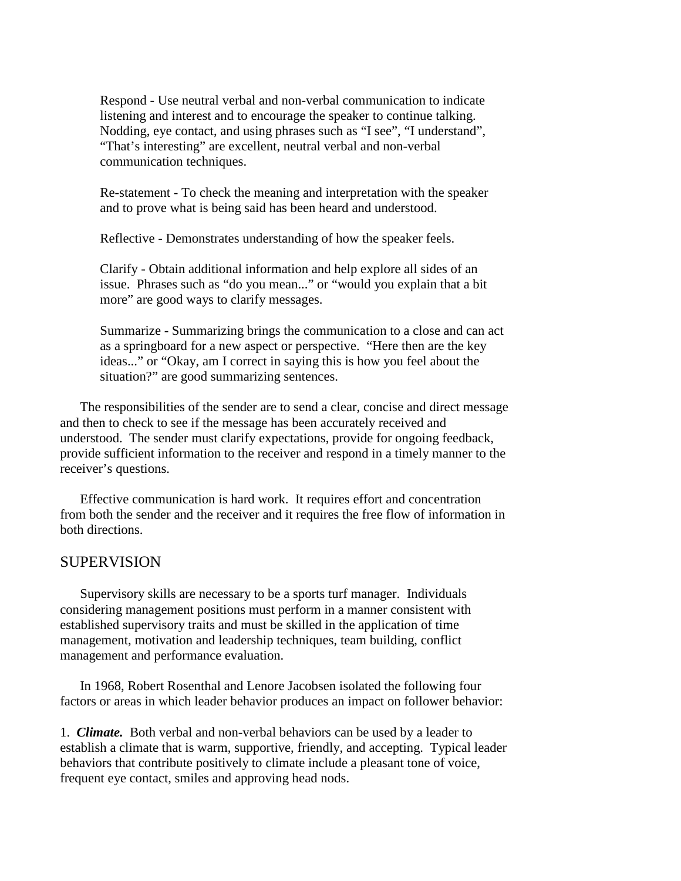Respond - Use neutral verbal and non-verbal communication to indicate listening and interest and to encourage the speaker to continue talking. Nodding, eye contact, and using phrases such as "I see", "I understand", "That's interesting" are excellent, neutral verbal and non-verbal communication techniques.

Re-statement - To check the meaning and interpretation with the speaker and to prove what is being said has been heard and understood.

Reflective - Demonstrates understanding of how the speaker feels.

Clarify - Obtain additional information and help explore all sides of an issue. Phrases such as "do you mean..." or "would you explain that a bit more" are good ways to clarify messages.

Summarize - Summarizing brings the communication to a close and can act as a springboard for a new aspect or perspective. "Here then are the key ideas..." or "Okay, am I correct in saying this is how you feel about the situation?" are good summarizing sentences.

The responsibilities of the sender are to send a clear, concise and direct message and then to check to see if the message has been accurately received and understood. The sender must clarify expectations, provide for ongoing feedback, provide sufficient information to the receiver and respond in a timely manner to the receiver's questions.

Effective communication is hard work. It requires effort and concentration from both the sender and the receiver and it requires the free flow of information in both directions.

## SUPERVISION

Supervisory skills are necessary to be a sports turf manager. Individuals considering management positions must perform in a manner consistent with established supervisory traits and must be skilled in the application of time management, motivation and leadership techniques, team building, conflict management and performance evaluation.

In 1968, Robert Rosenthal and Lenore Jacobsen isolated the following four factors or areas in which leader behavior produces an impact on follower behavior:

1. ***Climate.*** Both verbal and non-verbal behaviors can be used by a leader to establish a climate that is warm, supportive, friendly, and accepting. Typical leader behaviors that contribute positively to climate include a pleasant tone of voice, frequent eye contact, smiles and approving head nods.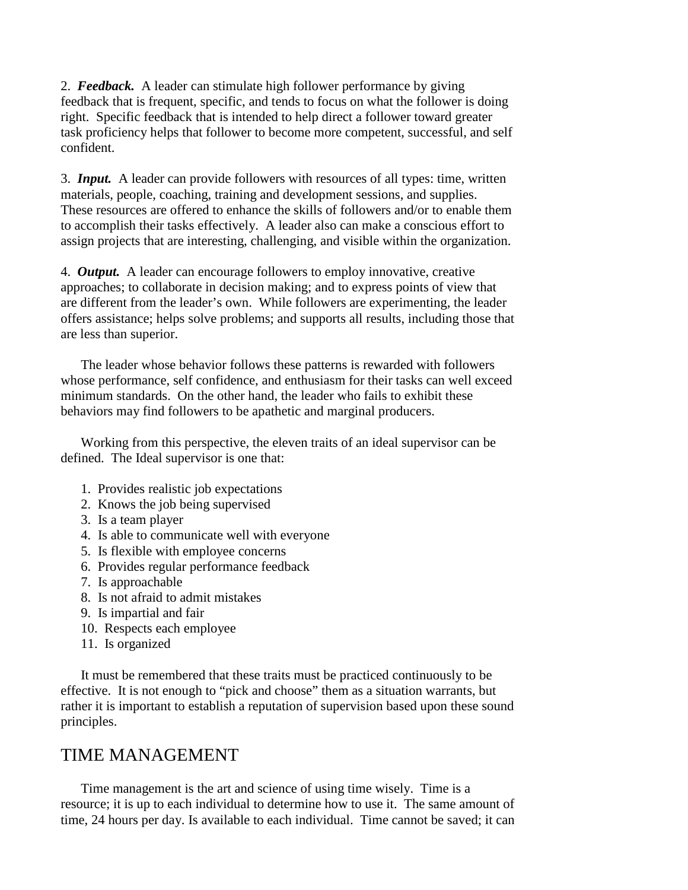2. ***Feedback.*** A leader can stimulate high follower performance by giving feedback that is frequent, specific, and tends to focus on what the follower is doing right. Specific feedback that is intended to help direct a follower toward greater task proficiency helps that follower to become more competent, successful, and self confident.

3. ***Input.*** A leader can provide followers with resources of all types: time, written materials, people, coaching, training and development sessions, and supplies. These resources are offered to enhance the skills of followers and/or to enable them to accomplish their tasks effectively. A leader also can make a conscious effort to assign projects that are interesting, challenging, and visible within the organization.

4. ***Output.*** A leader can encourage followers to employ innovative, creative approaches; to collaborate in decision making; and to express points of view that are different from the leader's own. While followers are experimenting, the leader offers assistance; helps solve problems; and supports all results, including those that are less than superior.

The leader whose behavior follows these patterns is rewarded with followers whose performance, self confidence, and enthusiasm for their tasks can well exceed minimum standards. On the other hand, the leader who fails to exhibit these behaviors may find followers to be apathetic and marginal producers.

Working from this perspective, the eleven traits of an ideal supervisor can be defined. The Ideal supervisor is one that:

1. Provides realistic job expectations
2. Knows the job being supervised
3. Is a team player
4. Is able to communicate well with everyone
5. Is flexible with employee concerns
6. Provides regular performance feedback
7. Is approachable
8. Is not afraid to admit mistakes
9. Is impartial and fair
10. Respects each employee
11. Is organized

It must be remembered that these traits must be practiced continuously to be effective. It is not enough to "pick and choose" them as a situation warrants, but rather it is important to establish a reputation of supervision based upon these sound principles.

## TIME MANAGEMENT

Time management is the art and science of using time wisely. Time is a resource; it is up to each individual to determine how to use it. The same amount of time, 24 hours per day. Is available to each individual. Time cannot be saved; it can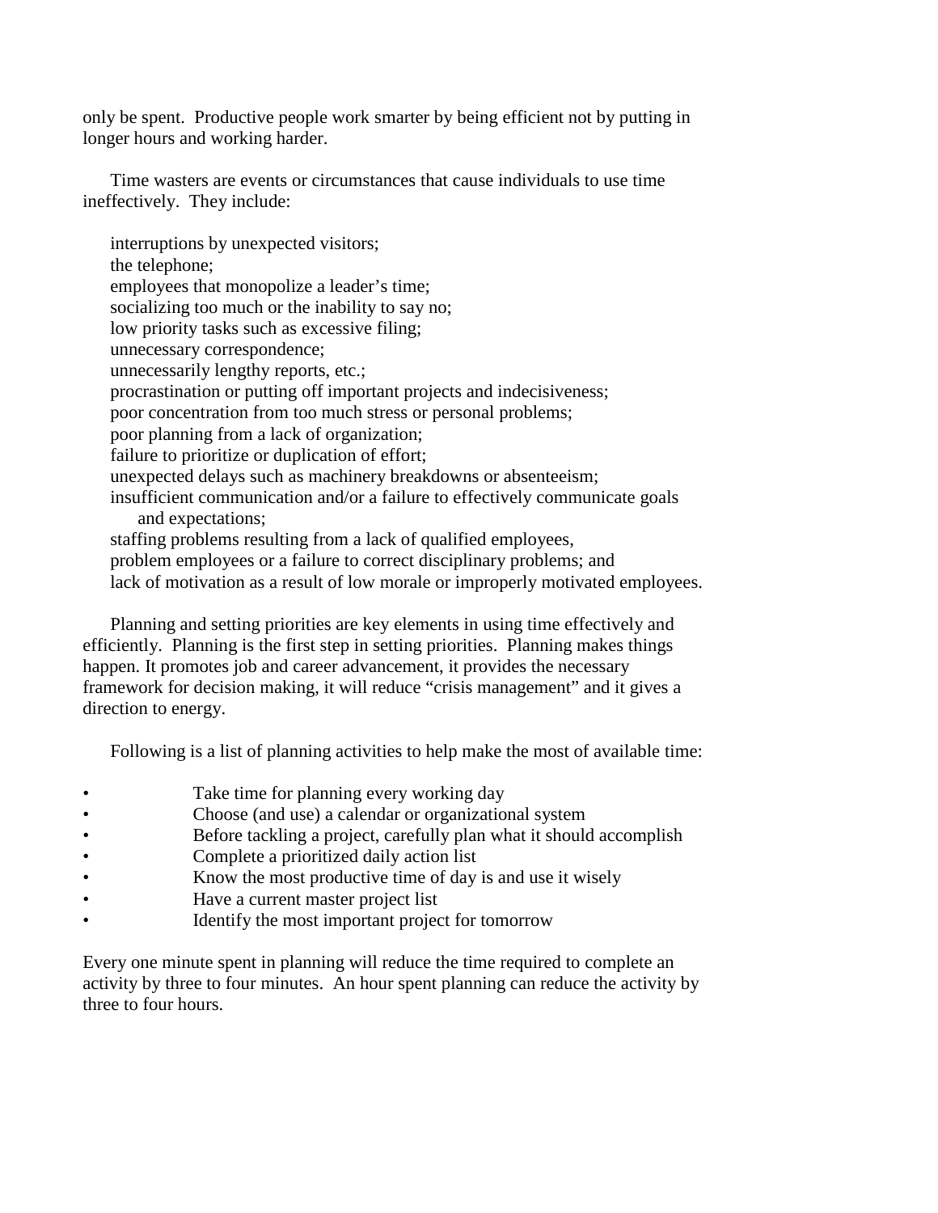only be spent. Productive people work smarter by being efficient not by putting in longer hours and working harder.

Time wasters are events or circumstances that cause individuals to use time ineffectively. They include:

interruptions by unexpected visitors;
the telephone;
employees that monopolize a leader's time;
socializing too much or the inability to say no;
low priority tasks such as excessive filing;
unnecessary correspondence;
unnecessarily lengthy reports, etc.;
procrastination or putting off important projects and indecisiveness;
poor concentration from too much stress or personal problems;
poor planning from a lack of organization;
failure to prioritize or duplication of effort;
unexpected delays such as machinery breakdowns or absenteeism;
insufficient communication and/or a failure to effectively communicate goals and expectations;
staffing problems resulting from a lack of qualified employees,
problem employees or a failure to correct disciplinary problems; and
lack of motivation as a result of low morale or improperly motivated employees.

Planning and setting priorities are key elements in using time effectively and efficiently. Planning is the first step in setting priorities. Planning makes things happen. It promotes job and career advancement, it provides the necessary framework for decision making, it will reduce "crisis management" and it gives a direction to energy.

Following is a list of planning activities to help make the most of available time:

- Take time for planning every working day
- Choose (and use) a calendar or organizational system
- Before tackling a project, carefully plan what it should accomplish
- Complete a prioritized daily action list
- Know the most productive time of day is and use it wisely
- Have a current master project list
- Identify the most important project for tomorrow

Every one minute spent in planning will reduce the time required to complete an activity by three to four minutes. An hour spent planning can reduce the activity by three to four hours.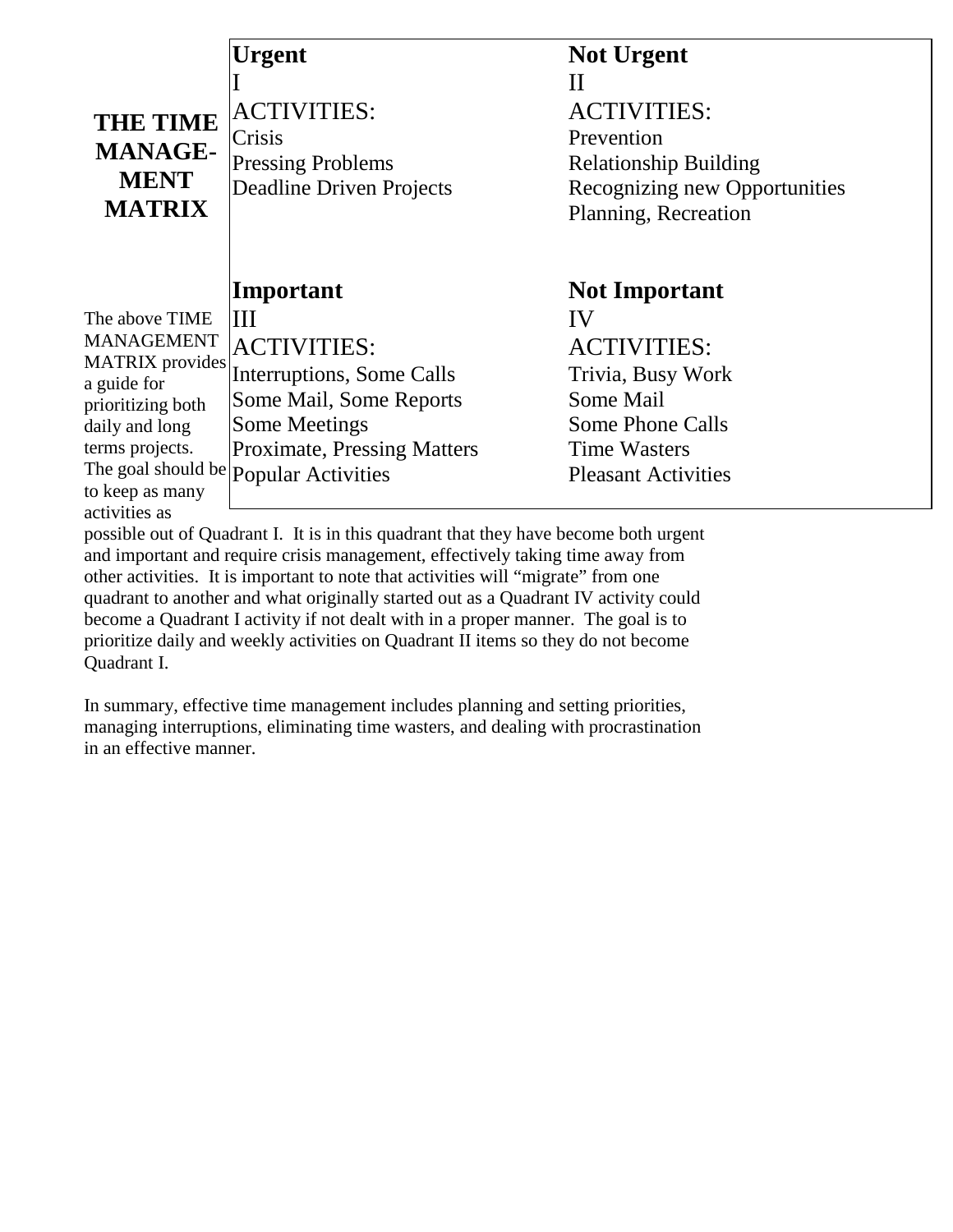## THE TIME MANAGEMENT MATRIX

| | Urgent | Not Urgent |
|---|---|---|
| Important | **I** ACTIVITIES: Crisis, Pressing Problems, Deadline Driven Projects | **II** ACTIVITIES: Prevention, Relationship Building, Recognizing new Opportunities, Planning, Recreation |
| Not Important | **III** ACTIVITIES: Interruptions, Some Calls, Some Mail, Some Reports, Some Meetings, Proximate, Pressing Matters, Popular Activities | **IV** ACTIVITIES: Trivia, Busy Work, Some Mail, Some Phone Calls, Time Wasters, Pleasant Activities |

The above TIME MANAGEMENT MATRIX provides a guide for prioritizing both daily and long terms projects. The goal should be to keep as many activities as possible out of Quadrant I. It is in this quadrant that they have become both urgent and important and require crisis management, effectively taking time away from other activities. It is important to note that activities will "migrate" from one quadrant to another and what originally started out as a Quadrant IV activity could become a Quadrant I activity if not dealt with in a proper manner. The goal is to prioritize daily and weekly activities on Quadrant II items so they do not become Quadrant I.

In summary, effective time management includes planning and setting priorities, managing interruptions, eliminating time wasters, and dealing with procrastination in an effective manner.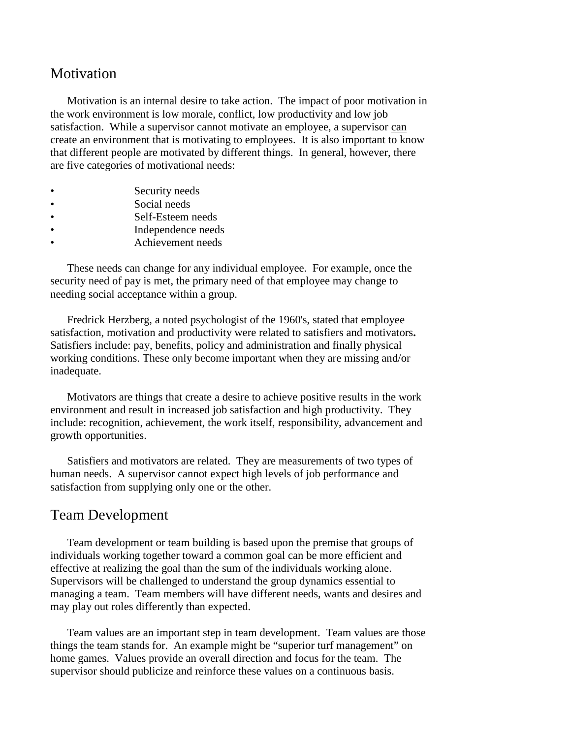## Motivation

Motivation is an internal desire to take action. The impact of poor motivation in the work environment is low morale, conflict, low productivity and low job satisfaction. While a supervisor cannot motivate an employee, a supervisor <u>can</u> create an environment that is motivating to employees. It is also important to know that different people are motivated by different things. In general, however, there are five categories of motivational needs:

- Security needs
- Social needs
- Self-Esteem needs
- Independence needs
- Achievement needs

These needs can change for any individual employee. For example, once the security need of pay is met, the primary need of that employee may change to needing social acceptance within a group.

Fredrick Herzberg, a noted psychologist of the 1960's, stated that employee satisfaction, motivation and productivity were related to satisfiers and motivators**.** Satisfiers include: pay, benefits, policy and administration and finally physical working conditions. These only become important when they are missing and/or inadequate.

Motivators are things that create a desire to achieve positive results in the work environment and result in increased job satisfaction and high productivity. They include: recognition, achievement, the work itself, responsibility, advancement and growth opportunities.

Satisfiers and motivators are related. They are measurements of two types of human needs. A supervisor cannot expect high levels of job performance and satisfaction from supplying only one or the other.

## Team Development

Team development or team building is based upon the premise that groups of individuals working together toward a common goal can be more efficient and effective at realizing the goal than the sum of the individuals working alone. Supervisors will be challenged to understand the group dynamics essential to managing a team. Team members will have different needs, wants and desires and may play out roles differently than expected.

Team values are an important step in team development. Team values are those things the team stands for. An example might be "superior turf management" on home games. Values provide an overall direction and focus for the team. The supervisor should publicize and reinforce these values on a continuous basis.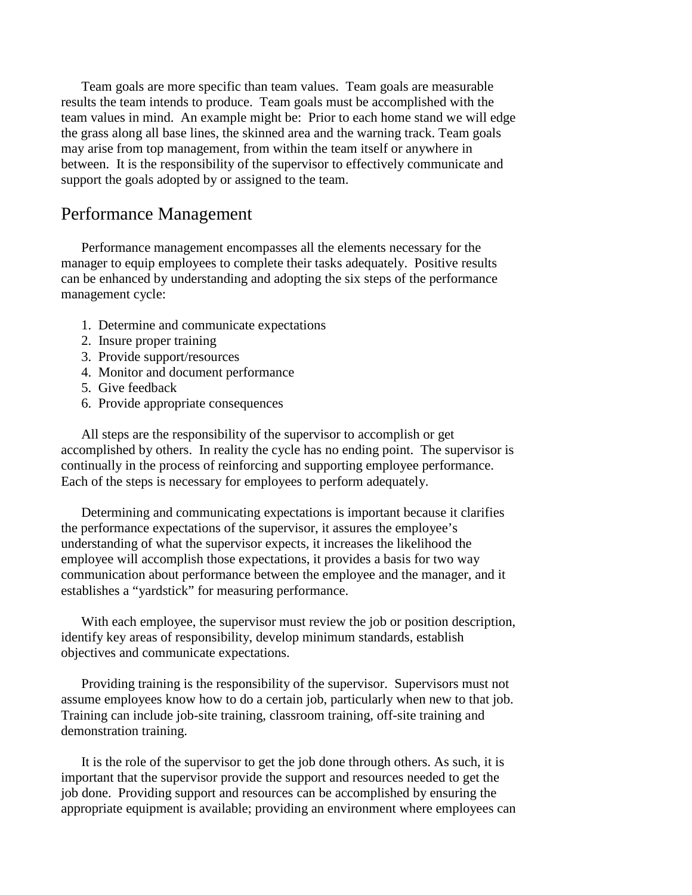Team goals are more specific than team values. Team goals are measurable results the team intends to produce. Team goals must be accomplished with the team values in mind. An example might be: Prior to each home stand we will edge the grass along all base lines, the skinned area and the warning track. Team goals may arise from top management, from within the team itself or anywhere in between. It is the responsibility of the supervisor to effectively communicate and support the goals adopted by or assigned to the team.

## Performance Management

Performance management encompasses all the elements necessary for the manager to equip employees to complete their tasks adequately. Positive results can be enhanced by understanding and adopting the six steps of the performance management cycle:

1. Determine and communicate expectations
2. Insure proper training
3. Provide support/resources
4. Monitor and document performance
5. Give feedback
6. Provide appropriate consequences

All steps are the responsibility of the supervisor to accomplish or get accomplished by others. In reality the cycle has no ending point. The supervisor is continually in the process of reinforcing and supporting employee performance. Each of the steps is necessary for employees to perform adequately.

Determining and communicating expectations is important because it clarifies the performance expectations of the supervisor, it assures the employee's understanding of what the supervisor expects, it increases the likelihood the employee will accomplish those expectations, it provides a basis for two way communication about performance between the employee and the manager, and it establishes a "yardstick" for measuring performance.

With each employee, the supervisor must review the job or position description, identify key areas of responsibility, develop minimum standards, establish objectives and communicate expectations.

Providing training is the responsibility of the supervisor. Supervisors must not assume employees know how to do a certain job, particularly when new to that job. Training can include job-site training, classroom training, off-site training and demonstration training.

It is the role of the supervisor to get the job done through others. As such, it is important that the supervisor provide the support and resources needed to get the job done. Providing support and resources can be accomplished by ensuring the appropriate equipment is available; providing an environment where employees can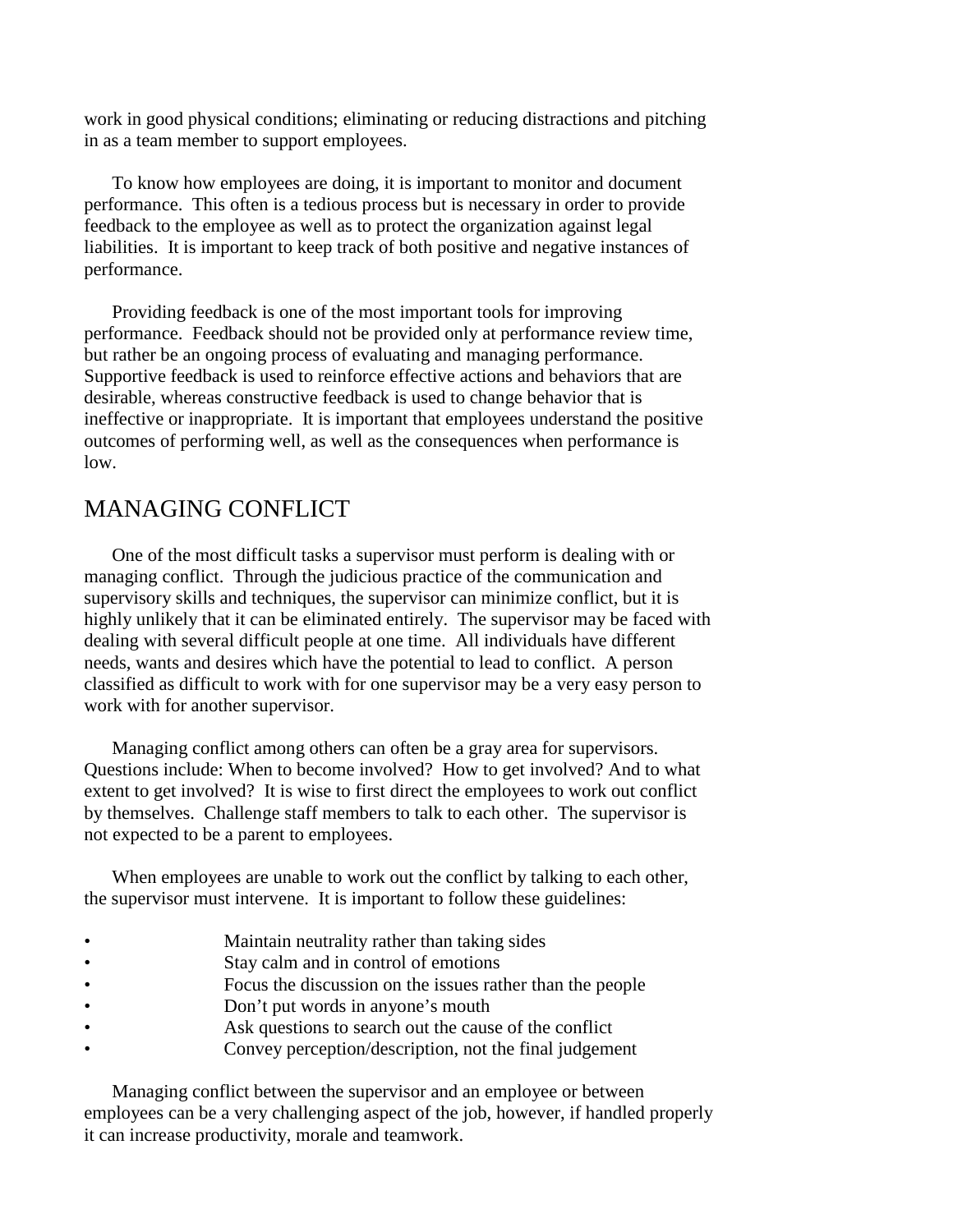work in good physical conditions; eliminating or reducing distractions and pitching in as a team member to support employees.

To know how employees are doing, it is important to monitor and document performance. This often is a tedious process but is necessary in order to provide feedback to the employee as well as to protect the organization against legal liabilities. It is important to keep track of both positive and negative instances of performance.

Providing feedback is one of the most important tools for improving performance. Feedback should not be provided only at performance review time, but rather be an ongoing process of evaluating and managing performance. Supportive feedback is used to reinforce effective actions and behaviors that are desirable, whereas constructive feedback is used to change behavior that is ineffective or inappropriate. It is important that employees understand the positive outcomes of performing well, as well as the consequences when performance is low.

## MANAGING CONFLICT

One of the most difficult tasks a supervisor must perform is dealing with or managing conflict. Through the judicious practice of the communication and supervisory skills and techniques, the supervisor can minimize conflict, but it is highly unlikely that it can be eliminated entirely. The supervisor may be faced with dealing with several difficult people at one time. All individuals have different needs, wants and desires which have the potential to lead to conflict. A person classified as difficult to work with for one supervisor may be a very easy person to work with for another supervisor.

Managing conflict among others can often be a gray area for supervisors. Questions include: When to become involved? How to get involved? And to what extent to get involved? It is wise to first direct the employees to work out conflict by themselves. Challenge staff members to talk to each other. The supervisor is not expected to be a parent to employees.

When employees are unable to work out the conflict by talking to each other, the supervisor must intervene. It is important to follow these guidelines:

- Maintain neutrality rather than taking sides
- Stay calm and in control of emotions
- Focus the discussion on the issues rather than the people
- Don't put words in anyone's mouth
- Ask questions to search out the cause of the conflict
- Convey perception/description, not the final judgement

Managing conflict between the supervisor and an employee or between employees can be a very challenging aspect of the job, however, if handled properly it can increase productivity, morale and teamwork.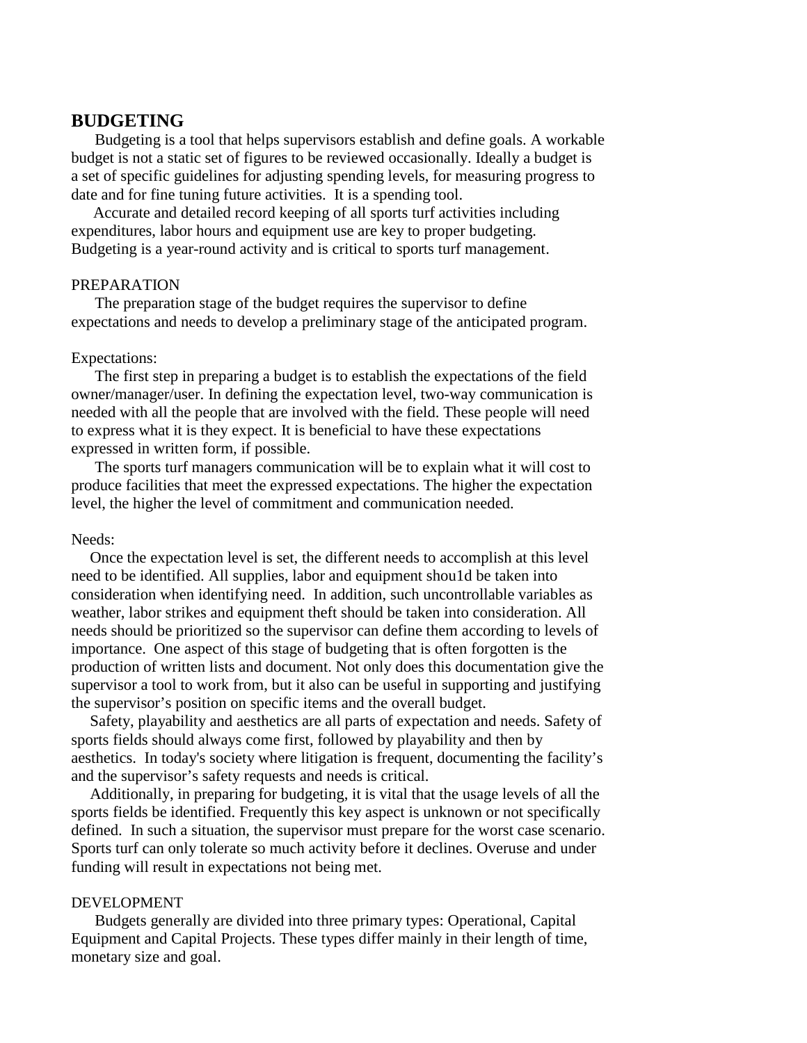## BUDGETING

Budgeting is a tool that helps supervisors establish and define goals. A workable budget is not a static set of figures to be reviewed occasionally. Ideally a budget is a set of specific guidelines for adjusting spending levels, for measuring progress to date and for fine tuning future activities. It is a spending tool.

Accurate and detailed record keeping of all sports turf activities including expenditures, labor hours and equipment use are key to proper budgeting. Budgeting is a year-round activity and is critical to sports turf management.

### PREPARATION

The preparation stage of the budget requires the supervisor to define expectations and needs to develop a preliminary stage of the anticipated program.

#### Expectations:

The first step in preparing a budget is to establish the expectations of the field owner/manager/user. In defining the expectation level, two-way communication is needed with all the people that are involved with the field. These people will need to express what it is they expect. It is beneficial to have these expectations expressed in written form, if possible.

The sports turf managers communication will be to explain what it will cost to produce facilities that meet the expressed expectations. The higher the expectation level, the higher the level of commitment and communication needed.

#### Needs:

Once the expectation level is set, the different needs to accomplish at this level need to be identified. All supplies, labor and equipment shou1d be taken into consideration when identifying need. In addition, such uncontrollable variables as weather, labor strikes and equipment theft should be taken into consideration. All needs should be prioritized so the supervisor can define them according to levels of importance. One aspect of this stage of budgeting that is often forgotten is the production of written lists and document. Not only does this documentation give the supervisor a tool to work from, but it also can be useful in supporting and justifying the supervisor's position on specific items and the overall budget.

Safety, playability and aesthetics are all parts of expectation and needs. Safety of sports fields should always come first, followed by playability and then by aesthetics. In today's society where litigation is frequent, documenting the facility's and the supervisor's safety requests and needs is critical.

Additionally, in preparing for budgeting, it is vital that the usage levels of all the sports fields be identified. Frequently this key aspect is unknown or not specifically defined. In such a situation, the supervisor must prepare for the worst case scenario. Sports turf can only tolerate so much activity before it declines. Overuse and under funding will result in expectations not being met.

### DEVELOPMENT

Budgets generally are divided into three primary types: Operational, Capital Equipment and Capital Projects. These types differ mainly in their length of time, monetary size and goal.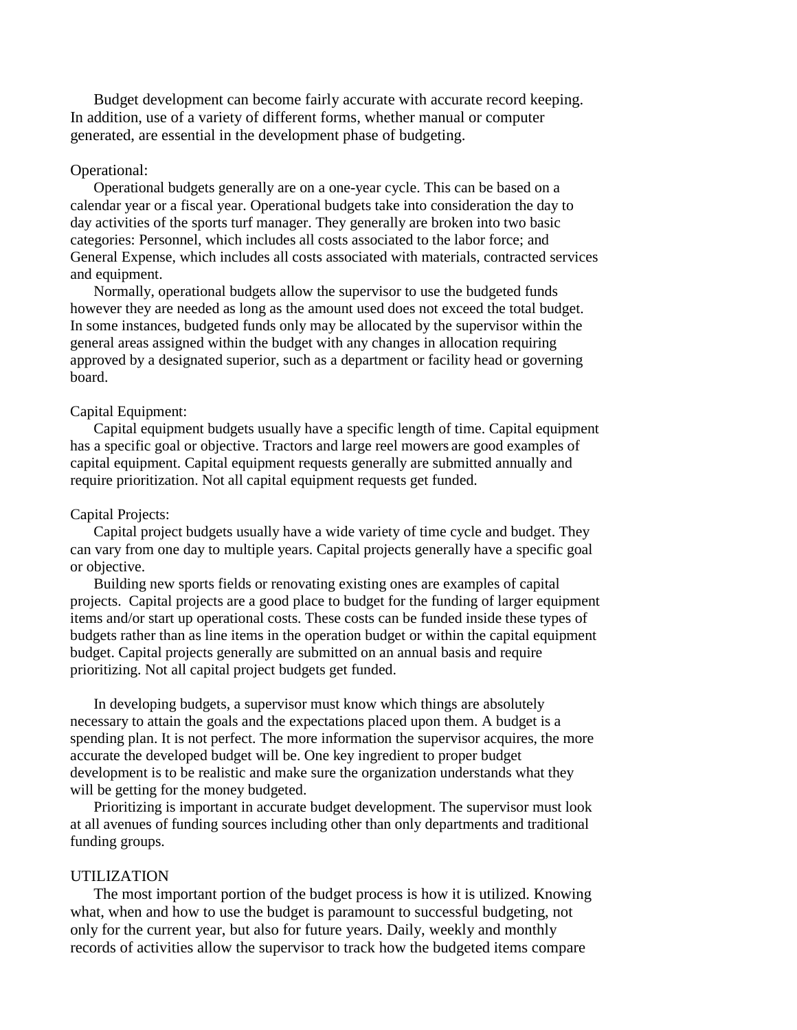Budget development can become fairly accurate with accurate record keeping. In addition, use of a variety of different forms, whether manual or computer generated, are essential in the development phase of budgeting.

Operational:

Operational budgets generally are on a one-year cycle. This can be based on a calendar year or a fiscal year. Operational budgets take into consideration the day to day activities of the sports turf manager. They generally are broken into two basic categories: Personnel, which includes all costs associated to the labor force; and General Expense, which includes all costs associated with materials, contracted services and equipment.

Normally, operational budgets allow the supervisor to use the budgeted funds however they are needed as long as the amount used does not exceed the total budget. In some instances, budgeted funds only may be allocated by the supervisor within the general areas assigned within the budget with any changes in allocation requiring approved by a designated superior, such as a department or facility head or governing board.

Capital Equipment:

Capital equipment budgets usually have a specific length of time. Capital equipment has a specific goal or objective. Tractors and large reel mowers are good examples of capital equipment. Capital equipment requests generally are submitted annually and require prioritization. Not all capital equipment requests get funded.

Capital Projects:

Capital project budgets usually have a wide variety of time cycle and budget. They can vary from one day to multiple years. Capital projects generally have a specific goal or objective.

Building new sports fields or renovating existing ones are examples of capital projects. Capital projects are a good place to budget for the funding of larger equipment items and/or start up operational costs. These costs can be funded inside these types of budgets rather than as line items in the operation budget or within the capital equipment budget. Capital projects generally are submitted on an annual basis and require prioritizing. Not all capital project budgets get funded.

In developing budgets, a supervisor must know which things are absolutely necessary to attain the goals and the expectations placed upon them. A budget is a spending plan. It is not perfect. The more information the supervisor acquires, the more accurate the developed budget will be. One key ingredient to proper budget development is to be realistic and make sure the organization understands what they will be getting for the money budgeted.

Prioritizing is important in accurate budget development. The supervisor must look at all avenues of funding sources including other than only departments and traditional funding groups.

UTILIZATION

The most important portion of the budget process is how it is utilized. Knowing what, when and how to use the budget is paramount to successful budgeting, not only for the current year, but also for future years. Daily, weekly and monthly records of activities allow the supervisor to track how the budgeted items compare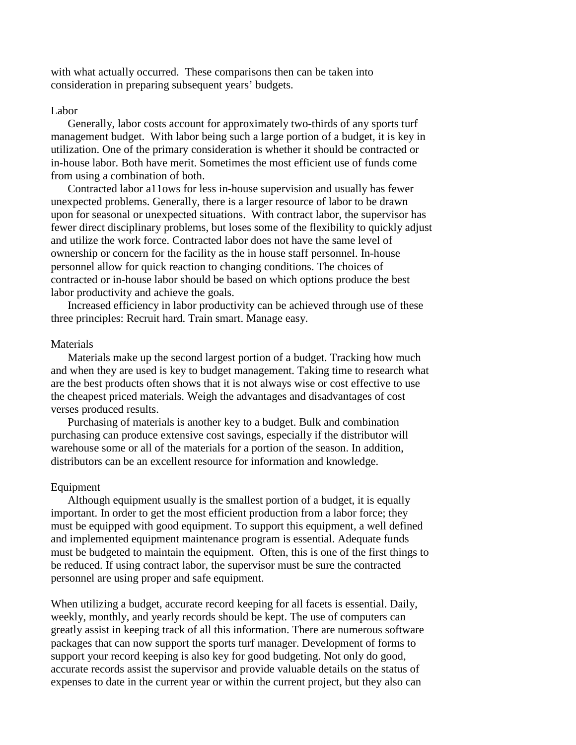with what actually occurred. These comparisons then can be taken into consideration in preparing subsequent years' budgets.

### Labor

Generally, labor costs account for approximately two-thirds of any sports turf management budget. With labor being such a large portion of a budget, it is key in utilization. One of the primary consideration is whether it should be contracted or in-house labor. Both have merit. Sometimes the most efficient use of funds come from using a combination of both.

Contracted labor a11ows for less in-house supervision and usually has fewer unexpected problems. Generally, there is a larger resource of labor to be drawn upon for seasonal or unexpected situations. With contract labor, the supervisor has fewer direct disciplinary problems, but loses some of the flexibility to quickly adjust and utilize the work force. Contracted labor does not have the same level of ownership or concern for the facility as the in house staff personnel. In-house personnel allow for quick reaction to changing conditions. The choices of contracted or in-house labor should be based on which options produce the best labor productivity and achieve the goals.

Increased efficiency in labor productivity can be achieved through use of these three principles: Recruit hard. Train smart. Manage easy.

### Materials

Materials make up the second largest portion of a budget. Tracking how much and when they are used is key to budget management. Taking time to research what are the best products often shows that it is not always wise or cost effective to use the cheapest priced materials. Weigh the advantages and disadvantages of cost verses produced results.

Purchasing of materials is another key to a budget. Bulk and combination purchasing can produce extensive cost savings, especially if the distributor will warehouse some or all of the materials for a portion of the season. In addition, distributors can be an excellent resource for information and knowledge.

### Equipment

Although equipment usually is the smallest portion of a budget, it is equally important. In order to get the most efficient production from a labor force; they must be equipped with good equipment. To support this equipment, a well defined and implemented equipment maintenance program is essential. Adequate funds must be budgeted to maintain the equipment. Often, this is one of the first things to be reduced. If using contract labor, the supervisor must be sure the contracted personnel are using proper and safe equipment.

When utilizing a budget, accurate record keeping for all facets is essential. Daily, weekly, monthly, and yearly records should be kept. The use of computers can greatly assist in keeping track of all this information. There are numerous software packages that can now support the sports turf manager. Development of forms to support your record keeping is also key for good budgeting. Not only do good, accurate records assist the supervisor and provide valuable details on the status of expenses to date in the current year or within the current project, but they also can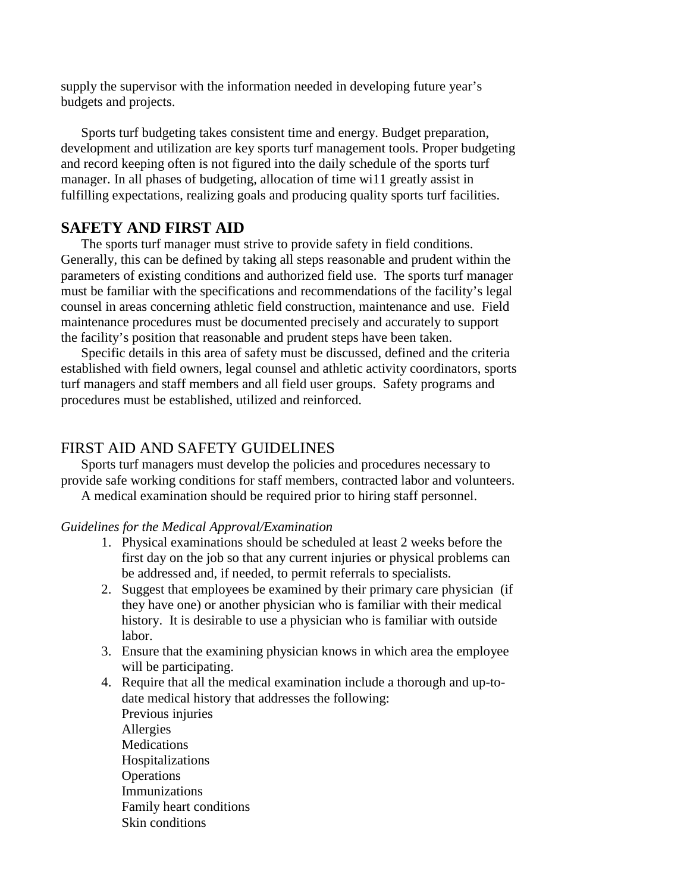supply the supervisor with the information needed in developing future year's budgets and projects.

Sports turf budgeting takes consistent time and energy. Budget preparation, development and utilization are key sports turf management tools. Proper budgeting and record keeping often is not figured into the daily schedule of the sports turf manager. In all phases of budgeting, allocation of time wi11 greatly assist in fulfilling expectations, realizing goals and producing quality sports turf facilities.

## SAFETY AND FIRST AID

The sports turf manager must strive to provide safety in field conditions. Generally, this can be defined by taking all steps reasonable and prudent within the parameters of existing conditions and authorized field use. The sports turf manager must be familiar with the specifications and recommendations of the facility's legal counsel in areas concerning athletic field construction, maintenance and use. Field maintenance procedures must be documented precisely and accurately to support the facility's position that reasonable and prudent steps have been taken.

Specific details in this area of safety must be discussed, defined and the criteria established with field owners, legal counsel and athletic activity coordinators, sports turf managers and staff members and all field user groups. Safety programs and procedures must be established, utilized and reinforced.

## FIRST AID AND SAFETY GUIDELINES

Sports turf managers must develop the policies and procedures necessary to provide safe working conditions for staff members, contracted labor and volunteers.

A medical examination should be required prior to hiring staff personnel.

*Guidelines for the Medical Approval/Examination*

1. Physical examinations should be scheduled at least 2 weeks before the first day on the job so that any current injuries or physical problems can be addressed and, if needed, to permit referrals to specialists.
2. Suggest that employees be examined by their primary care physician (if they have one) or another physician who is familiar with their medical history. It is desirable to use a physician who is familiar with outside labor.
3. Ensure that the examining physician knows in which area the employee will be participating.
4. Require that all the medical examination include a thorough and up-to-date medical history that addresses the following:
   Previous injuries
   Allergies
   Medications
   Hospitalizations
   Operations
   Immunizations
   Family heart conditions
   Skin conditions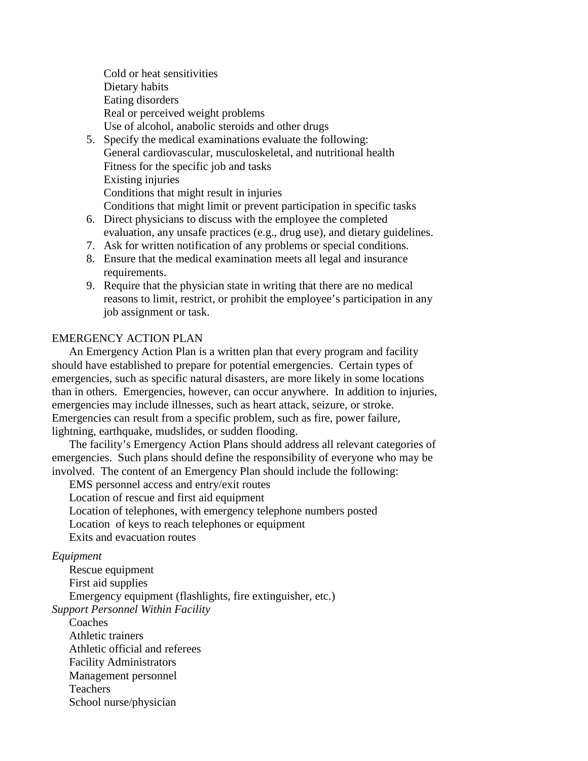Cold or heat sensitivities
Dietary habits
Eating disorders
Real or perceived weight problems
Use of alcohol, anabolic steroids and other drugs

5. Specify the medical examinations evaluate the following:
   General cardiovascular, musculoskeletal, and nutritional health
   Fitness for the specific job and tasks
   Existing injuries
   Conditions that might result in injuries
   Conditions that might limit or prevent participation in specific tasks
6. Direct physicians to discuss with the employee the completed evaluation, any unsafe practices (e.g., drug use), and dietary guidelines.
7. Ask for written notification of any problems or special conditions.
8. Ensure that the medical examination meets all legal and insurance requirements.
9. Require that the physician state in writing that there are no medical reasons to limit, restrict, or prohibit the employee's participation in any job assignment or task.

## EMERGENCY ACTION PLAN

An Emergency Action Plan is a written plan that every program and facility should have established to prepare for potential emergencies. Certain types of emergencies, such as specific natural disasters, are more likely in some locations than in others. Emergencies, however, can occur anywhere. In addition to injuries, emergencies may include illnesses, such as heart attack, seizure, or stroke. Emergencies can result from a specific problem, such as fire, power failure, lightning, earthquake, mudslides, or sudden flooding.

The facility's Emergency Action Plans should address all relevant categories of emergencies. Such plans should define the responsibility of everyone who may be involved. The content of an Emergency Plan should include the following:

EMS personnel access and entry/exit routes
Location of rescue and first aid equipment
Location of telephones, with emergency telephone numbers posted
Location of keys to reach telephones or equipment
Exits and evacuation routes

*Equipment*

Rescue equipment
First aid supplies
Emergency equipment (flashlights, fire extinguisher, etc.)

*Support Personnel Within Facility*

Coaches
Athletic trainers
Athletic official and referees
Facility Administrators
Management personnel
Teachers
School nurse/physician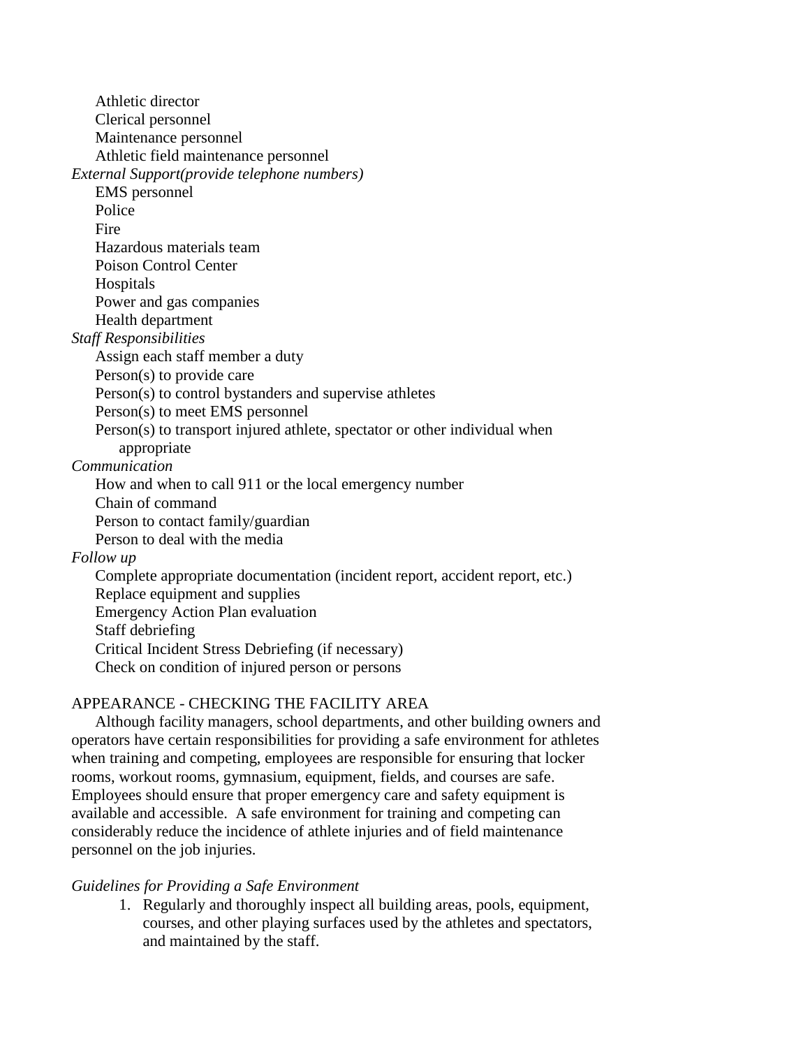Athletic director
Clerical personnel
Maintenance personnel
Athletic field maintenance personnel

*External Support(provide telephone numbers)*

EMS personnel
Police
Fire
Hazardous materials team
Poison Control Center
Hospitals
Power and gas companies
Health department

*Staff Responsibilities*

Assign each staff member a duty
Person(s) to provide care
Person(s) to control bystanders and supervise athletes
Person(s) to meet EMS personnel
Person(s) to transport injured athlete, spectator or other individual when appropriate

*Communication*

How and when to call 911 or the local emergency number
Chain of command
Person to contact family/guardian
Person to deal with the media

*Follow up*

Complete appropriate documentation (incident report, accident report, etc.)
Replace equipment and supplies
Emergency Action Plan evaluation
Staff debriefing
Critical Incident Stress Debriefing (if necessary)
Check on condition of injured person or persons

APPEARANCE - CHECKING THE FACILITY AREA

Although facility managers, school departments, and other building owners and operators have certain responsibilities for providing a safe environment for athletes when training and competing, employees are responsible for ensuring that locker rooms, workout rooms, gymnasium, equipment, fields, and courses are safe. Employees should ensure that proper emergency care and safety equipment is available and accessible. A safe environment for training and competing can considerably reduce the incidence of athlete injuries and of field maintenance personnel on the job injuries.

*Guidelines for Providing a Safe Environment*

1. Regularly and thoroughly inspect all building areas, pools, equipment, courses, and other playing surfaces used by the athletes and spectators, and maintained by the staff.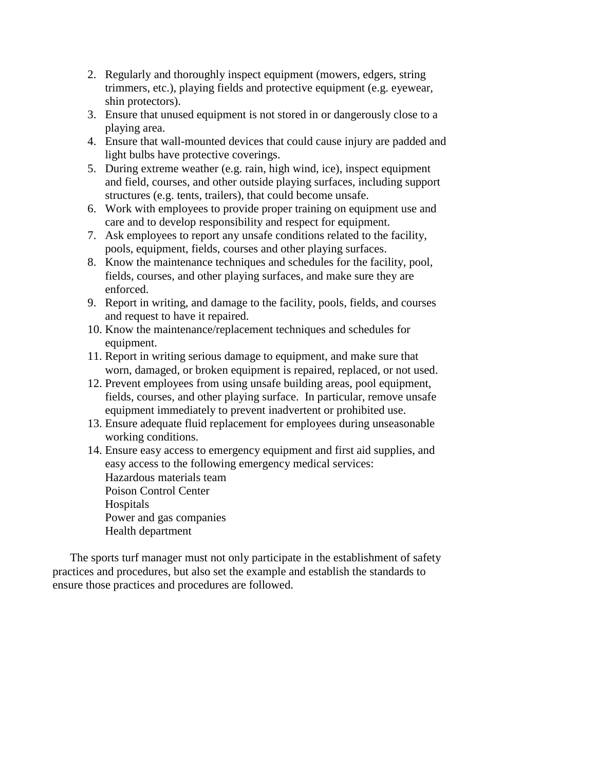2. Regularly and thoroughly inspect equipment (mowers, edgers, string trimmers, etc.), playing fields and protective equipment (e.g. eyewear, shin protectors).
3. Ensure that unused equipment is not stored in or dangerously close to a playing area.
4. Ensure that wall-mounted devices that could cause injury are padded and light bulbs have protective coverings.
5. During extreme weather (e.g. rain, high wind, ice), inspect equipment and field, courses, and other outside playing surfaces, including support structures (e.g. tents, trailers), that could become unsafe.
6. Work with employees to provide proper training on equipment use and care and to develop responsibility and respect for equipment.
7. Ask employees to report any unsafe conditions related to the facility, pools, equipment, fields, courses and other playing surfaces.
8. Know the maintenance techniques and schedules for the facility, pool, fields, courses, and other playing surfaces, and make sure they are enforced.
9. Report in writing, and damage to the facility, pools, fields, and courses and request to have it repaired.
10. Know the maintenance/replacement techniques and schedules for equipment.
11. Report in writing serious damage to equipment, and make sure that worn, damaged, or broken equipment is repaired, replaced, or not used.
12. Prevent employees from using unsafe building areas, pool equipment, fields, courses, and other playing surface. In particular, remove unsafe equipment immediately to prevent inadvertent or prohibited use.
13. Ensure adequate fluid replacement for employees during unseasonable working conditions.
14. Ensure easy access to emergency equipment and first aid supplies, and easy access to the following emergency medical services:
    Hazardous materials team
    Poison Control Center
    Hospitals
    Power and gas companies
    Health department

The sports turf manager must not only participate in the establishment of safety practices and procedures, but also set the example and establish the standards to ensure those practices and procedures are followed.